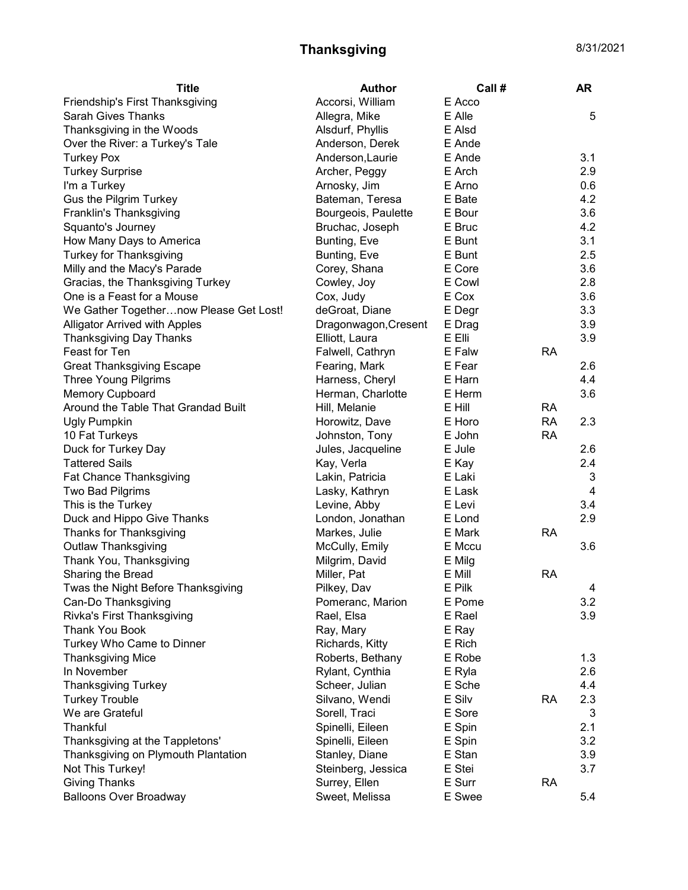# Thanksgiving

8/31/2021

| Title | Author | Call # | | AR |
|---|---|---|---|---|
| Friendship's First Thanksgiving | Accorsi, William | E Acco | | |
| Sarah Gives Thanks | Allegra, Mike | E Alle | | 5 |
| Thanksgiving in the Woods | Alsdurf, Phyllis | E Alsd | | |
| Over the River: a Turkey's Tale | Anderson, Derek | E Ande | | |
| Turkey Pox | Anderson,Laurie | E Ande | | 3.1 |
| Turkey Surprise | Archer, Peggy | E Arch | | 2.9 |
| I'm a Turkey | Arnosky, Jim | E Arno | | 0.6 |
| Gus the Pilgrim Turkey | Bateman, Teresa | E Bate | | 4.2 |
| Franklin's Thanksgiving | Bourgeois, Paulette | E Bour | | 3.6 |
| Squanto's Journey | Bruchac, Joseph | E Bruc | | 4.2 |
| How Many Days to America | Bunting, Eve | E Bunt | | 3.1 |
| Turkey for Thanksgiving | Bunting, Eve | E Bunt | | 2.5 |
| Milly and the Macy's Parade | Corey, Shana | E Core | | 3.6 |
| Gracias, the Thanksgiving Turkey | Cowley, Joy | E Cowl | | 2.8 |
| One is a Feast for a Mouse | Cox, Judy | E Cox | | 3.6 |
| We Gather Together…now Please Get Lost! | deGroat, Diane | E Degr | | 3.3 |
| Alligator Arrived with Apples | Dragonwagon,Cresent | E Drag | | 3.9 |
| Thanksgiving Day Thanks | Elliott, Laura | E Elli | | 3.9 |
| Feast for Ten | Falwell, Cathryn | E Falw | RA | |
| Great Thanksgiving Escape | Fearing, Mark | E Fear | | 2.6 |
| Three Young Pilgrims | Harness, Cheryl | E Harn | | 4.4 |
| Memory Cupboard | Herman, Charlotte | E Herm | | 3.6 |
| Around the Table That Grandad Built | Hill, Melanie | E Hill | RA | |
| Ugly Pumpkin | Horowitz, Dave | E Horo | RA | 2.3 |
| 10 Fat Turkeys | Johnston, Tony | E John | RA | |
| Duck for Turkey Day | Jules, Jacqueline | E Jule | | 2.6 |
| Tattered Sails | Kay, Verla | E Kay | | 2.4 |
| Fat Chance Thanksgiving | Lakin, Patricia | E Laki | | 3 |
| Two Bad Pilgrims | Lasky, Kathryn | E Lask | | 4 |
| This is the Turkey | Levine, Abby | E Levi | | 3.4 |
| Duck and Hippo Give Thanks | London, Jonathan | E Lond | | 2.9 |
| Thanks for Thanksgiving | Markes, Julie | E Mark | RA | |
| Outlaw Thanksgiving | McCully, Emily | E Mccu | | 3.6 |
| Thank You, Thanksgiving | Milgrim, David | E Milg | | |
| Sharing the Bread | Miller, Pat | E Mill | RA | |
| Twas the Night Before Thanksgiving | Pilkey, Dav | E Pilk | | 4 |
| Can-Do Thanksgiving | Pomeranc, Marion | E Pome | | 3.2 |
| Rivka's First Thanksgiving | Rael, Elsa | E Rael | | 3.9 |
| Thank You Book | Ray, Mary | E Ray | | |
| Turkey Who Came to Dinner | Richards, Kitty | E Rich | | |
| Thanksgiving Mice | Roberts, Bethany | E Robe | | 1.3 |
| In November | Rylant, Cynthia | E Ryla | | 2.6 |
| Thanksgiving Turkey | Scheer, Julian | E Sche | | 4.4 |
| Turkey Trouble | Silvano, Wendi | E Silv | RA | 2.3 |
| We are Grateful | Sorell, Traci | E Sore | | 3 |
| Thankful | Spinelli, Eileen | E Spin | | 2.1 |
| Thanksgiving at the Tappletons' | Spinelli, Eileen | E Spin | | 3.2 |
| Thanksgiving on Plymouth Plantation | Stanley, Diane | E Stan | | 3.9 |
| Not This Turkey! | Steinberg, Jessica | E Stei | | 3.7 |
| Giving Thanks | Surrey, Ellen | E Surr | RA | |
| Balloons Over Broadway | Sweet, Melissa | E Swee | | 5.4 |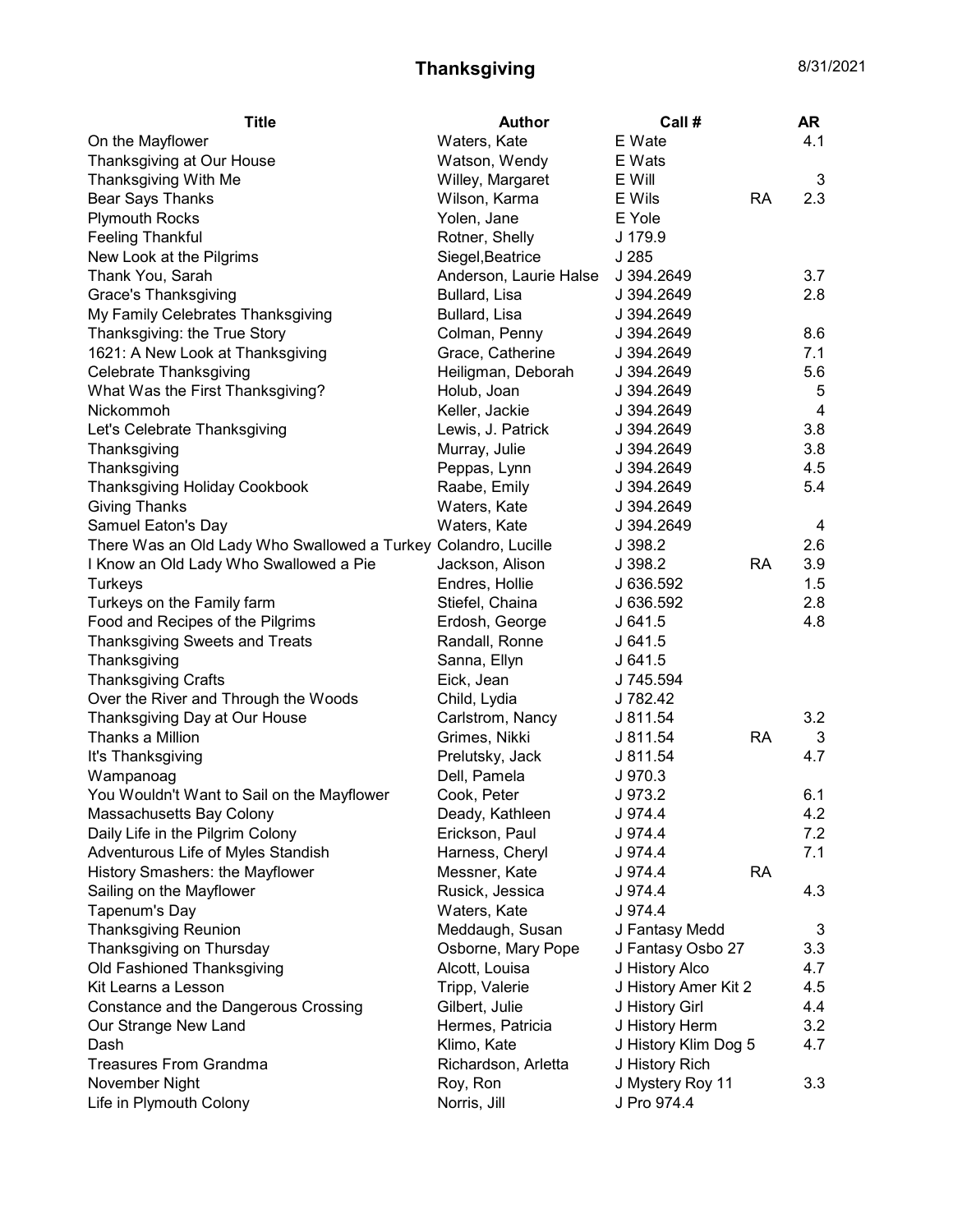# Thanksgiving

8/31/2021

| Title | Author | Call # | | AR |
|---|---|---|---|---|
| On the Mayflower | Waters, Kate | E Wate | | 4.1 |
| Thanksgiving at Our House | Watson, Wendy | E Wats | | |
| Thanksgiving With Me | Willey, Margaret | E Will | | 3 |
| Bear Says Thanks | Wilson, Karma | E Wils | RA | 2.3 |
| Plymouth Rocks | Yolen, Jane | E Yole | | |
| Feeling Thankful | Rotner, Shelly | J 179.9 | | |
| New Look at the Pilgrims | Siegel,Beatrice | J 285 | | |
| Thank You, Sarah | Anderson, Laurie Halse | J 394.2649 | | 3.7 |
| Grace's Thanksgiving | Bullard, Lisa | J 394.2649 | | 2.8 |
| My Family Celebrates Thanksgiving | Bullard, Lisa | J 394.2649 | | |
| Thanksgiving: the True Story | Colman, Penny | J 394.2649 | | 8.6 |
| 1621: A New Look at Thanksgiving | Grace, Catherine | J 394.2649 | | 7.1 |
| Celebrate Thanksgiving | Heiligman, Deborah | J 394.2649 | | 5.6 |
| What Was the First Thanksgiving? | Holub, Joan | J 394.2649 | | 5 |
| Nickommoh | Keller, Jackie | J 394.2649 | | 4 |
| Let's Celebrate Thanksgiving | Lewis, J. Patrick | J 394.2649 | | 3.8 |
| Thanksgiving | Murray, Julie | J 394.2649 | | 3.8 |
| Thanksgiving | Peppas, Lynn | J 394.2649 | | 4.5 |
| Thanksgiving Holiday Cookbook | Raabe, Emily | J 394.2649 | | 5.4 |
| Giving Thanks | Waters, Kate | J 394.2649 | | |
| Samuel Eaton's Day | Waters, Kate | J 394.2649 | | 4 |
| There Was an Old Lady Who Swallowed a Turkey | Colandro, Lucille | J 398.2 | | 2.6 |
| I Know an Old Lady Who Swallowed a Pie | Jackson, Alison | J 398.2 | RA | 3.9 |
| Turkeys | Endres, Hollie | J 636.592 | | 1.5 |
| Turkeys on the Family farm | Stiefel, Chaina | J 636.592 | | 2.8 |
| Food and Recipes of the Pilgrims | Erdosh, George | J 641.5 | | 4.8 |
| Thanksgiving Sweets and Treats | Randall, Ronne | J 641.5 | | |
| Thanksgiving | Sanna, Ellyn | J 641.5 | | |
| Thanksgiving Crafts | Eick, Jean | J 745.594 | | |
| Over the River and Through the Woods | Child, Lydia | J 782.42 | | |
| Thanksgiving Day at Our House | Carlstrom, Nancy | J 811.54 | | 3.2 |
| Thanks a Million | Grimes, Nikki | J 811.54 | RA | 3 |
| It's Thanksgiving | Prelutsky, Jack | J 811.54 | | 4.7 |
| Wampanoag | Dell, Pamela | J 970.3 | | |
| You Wouldn't Want to Sail on the Mayflower | Cook, Peter | J 973.2 | | 6.1 |
| Massachusetts Bay Colony | Deady, Kathleen | J 974.4 | | 4.2 |
| Daily Life in the Pilgrim Colony | Erickson, Paul | J 974.4 | | 7.2 |
| Adventurous Life of Myles Standish | Harness, Cheryl | J 974.4 | | 7.1 |
| History Smashers: the Mayflower | Messner, Kate | J 974.4 | RA | |
| Sailing on the Mayflower | Rusick, Jessica | J 974.4 | | 4.3 |
| Tapenum's Day | Waters, Kate | J 974.4 | | |
| Thanksgiving Reunion | Meddaugh, Susan | J Fantasy Medd | | 3 |
| Thanksgiving on Thursday | Osborne, Mary Pope | J Fantasy Osbo 27 | | 3.3 |
| Old Fashioned Thanksgiving | Alcott, Louisa | J History Alco | | 4.7 |
| Kit Learns a Lesson | Tripp, Valerie | J History Amer Kit 2 | | 4.5 |
| Constance and the Dangerous Crossing | Gilbert, Julie | J History Girl | | 4.4 |
| Our Strange New Land | Hermes, Patricia | J History Herm | | 3.2 |
| Dash | Klimo, Kate | J History Klim Dog 5 | | 4.7 |
| Treasures From Grandma | Richardson, Arletta | J History Rich | | |
| November Night | Roy, Ron | J Mystery Roy 11 | | 3.3 |
| Life in Plymouth Colony | Norris, Jill | J Pro 974.4 | | |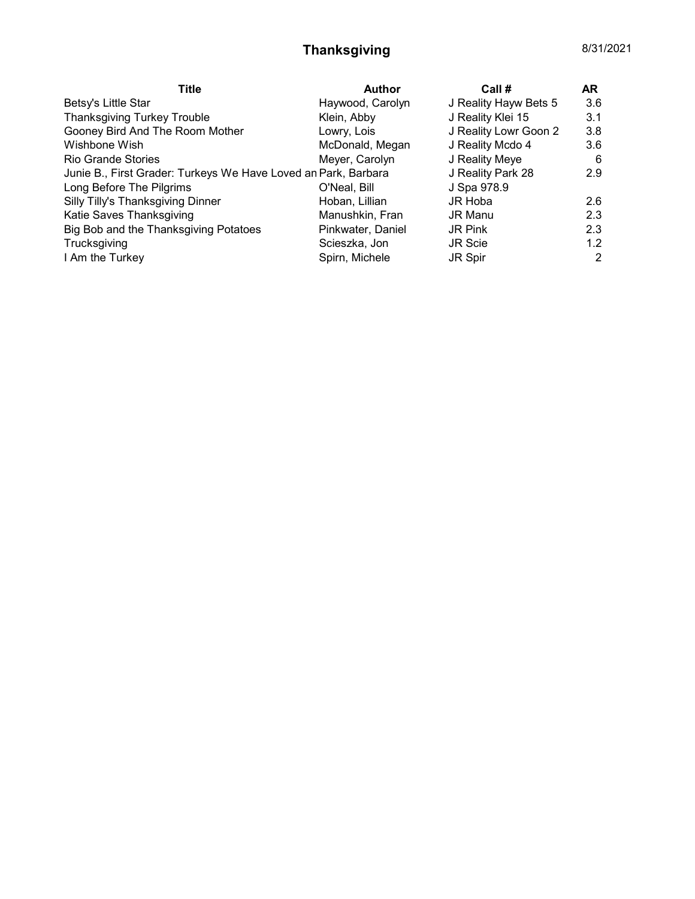# Thanksgiving

8/31/2021

| Title | Author | Call # | AR |
| --- | --- | --- | --- |
| Betsy's Little Star | Haywood, Carolyn | J Reality Hayw Bets 5 | 3.6 |
| Thanksgiving Turkey Trouble | Klein, Abby | J Reality Klei 15 | 3.1 |
| Gooney Bird And The Room Mother | Lowry, Lois | J Reality Lowr Goon 2 | 3.8 |
| Wishbone Wish | McDonald, Megan | J Reality Mcdo 4 | 3.6 |
| Rio Grande Stories | Meyer, Carolyn | J Reality Meye | 6 |
| Junie B., First Grader: Turkeys We Have Loved an | Park, Barbara | J Reality Park 28 | 2.9 |
| Long Before The Pilgrims | O'Neal, Bill | J Spa 978.9 | |
| Silly Tilly's Thanksgiving Dinner | Hoban, Lillian | JR Hoba | 2.6 |
| Katie Saves Thanksgiving | Manushkin, Fran | JR Manu | 2.3 |
| Big Bob and the Thanksgiving Potatoes | Pinkwater, Daniel | JR Pink | 2.3 |
| Trucksgiving | Scieszka, Jon | JR Scie | 1.2 |
| I Am the Turkey | Spirn, Michele | JR Spir | 2 |